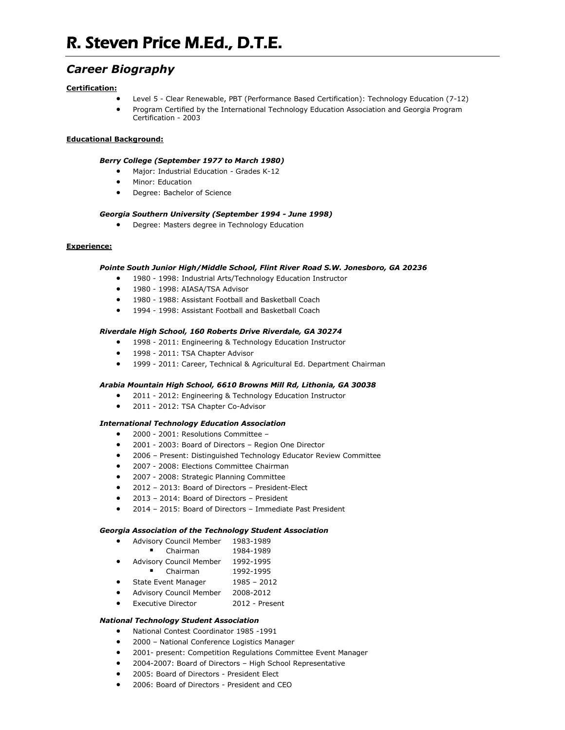# R. Steven Price M.Ed., D.T.E.

## *Career Biography*

**Certification:**

- Level 5 - Clear Renewable, PBT (Performance Based Certification): Technology Education (7-12)
- Program Certified by the International Technology Education Association and Georgia Program Certification - 2003

**Educational Background:**

***Berry College (September 1977 to March 1980)***

- Major: Industrial Education - Grades K-12
- Minor: Education
- Degree: Bachelor of Science

***Georgia Southern University (September 1994 - June 1998)***

- Degree: Masters degree in Technology Education

**Experience:**

***Pointe South Junior High/Middle School, Flint River Road S.W. Jonesboro, GA 20236***

- 1980 - 1998: Industrial Arts/Technology Education Instructor
- 1980 - 1998: AIASA/TSA Advisor
- 1980 - 1988: Assistant Football and Basketball Coach
- 1994 - 1998: Assistant Football and Basketball Coach

***Riverdale High School, 160 Roberts Drive Riverdale, GA 30274***

- 1998 - 2011: Engineering & Technology Education Instructor
- 1998 - 2011: TSA Chapter Advisor
- 1999 - 2011: Career, Technical & Agricultural Ed. Department Chairman

***Arabia Mountain High School, 6610 Browns Mill Rd, Lithonia, GA 30038***

- 2011 - 2012: Engineering & Technology Education Instructor
- 2011 - 2012: TSA Chapter Co-Advisor

***International Technology Education Association***

- 2000 - 2001: Resolutions Committee –
- 2001 - 2003: Board of Directors – Region One Director
- 2006 – Present: Distinguished Technology Educator Review Committee
- 2007 - 2008: Elections Committee Chairman
- 2007 - 2008: Strategic Planning Committee
- 2012 – 2013: Board of Directors – President-Elect
- 2013 – 2014: Board of Directors – President
- 2014 – 2015: Board of Directors – Immediate Past President

***Georgia Association of the Technology Student Association***

- Advisory Council Member 1983-1989
  - Chairman 1984-1989
- Advisory Council Member 1992-1995
  - Chairman 1992-1995
- State Event Manager 1985 – 2012
- Advisory Council Member 2008-2012
- Executive Director 2012 - Present

***National Technology Student Association***

- National Contest Coordinator 1985 -1991
- 2000 – National Conference Logistics Manager
- 2001- present: Competition Regulations Committee Event Manager
- 2004-2007: Board of Directors – High School Representative
- 2005: Board of Directors - President Elect
- 2006: Board of Directors - President and CEO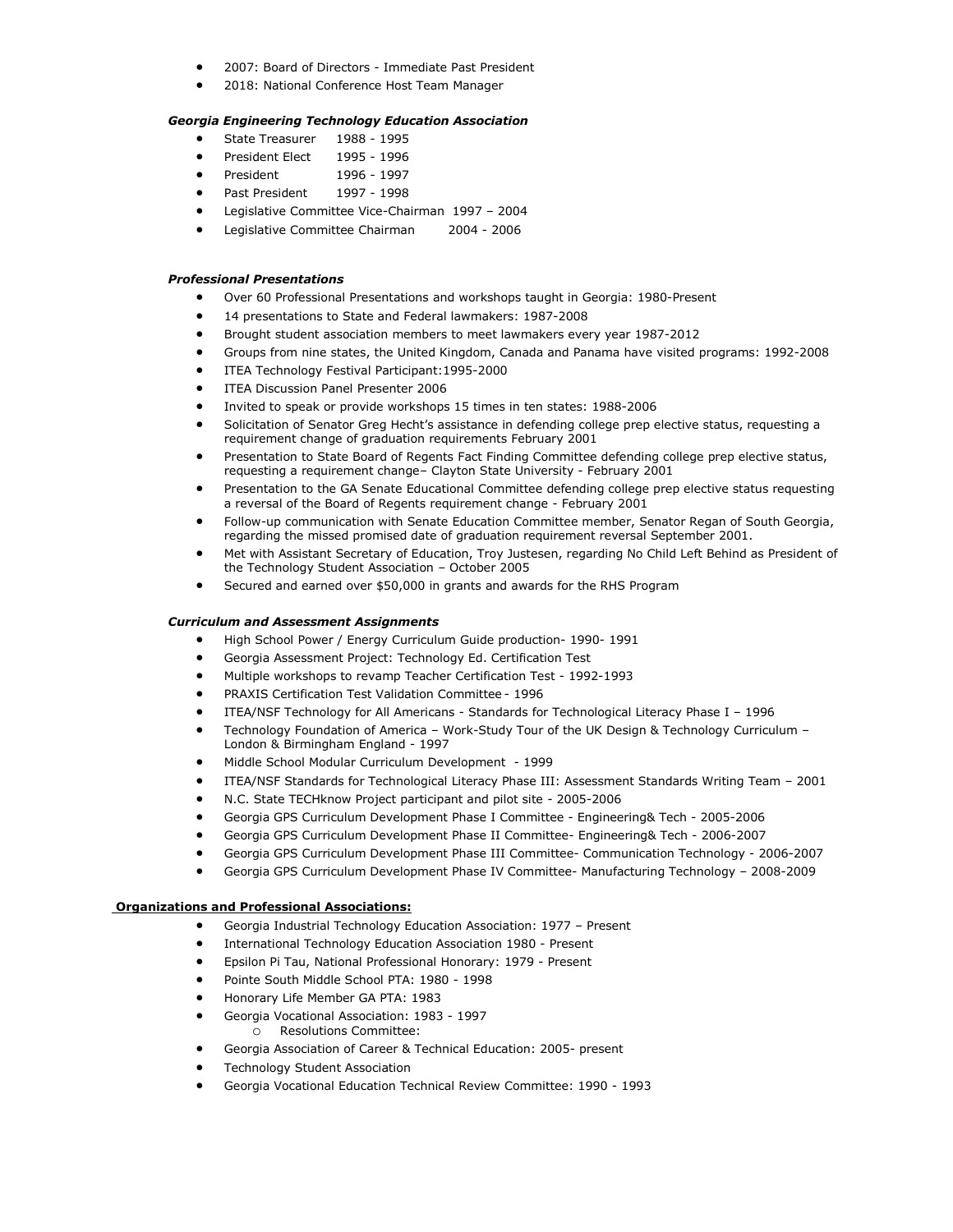- 2007: Board of Directors - Immediate Past President
- 2018: National Conference Host Team Manager

***Georgia Engineering Technology Education Association***

- State Treasurer 1988 - 1995
- President Elect 1995 - 1996
- President 1996 - 1997
- Past President 1997 - 1998
- Legislative Committee Vice-Chairman 1997 – 2004
- Legislative Committee Chairman 2004 - 2006

***Professional Presentations***

- Over 60 Professional Presentations and workshops taught in Georgia: 1980-Present
- 14 presentations to State and Federal lawmakers: 1987-2008
- Brought student association members to meet lawmakers every year 1987-2012
- Groups from nine states, the United Kingdom, Canada and Panama have visited programs: 1992-2008
- ITEA Technology Festival Participant:1995-2000
- ITEA Discussion Panel Presenter 2006
- Invited to speak or provide workshops 15 times in ten states: 1988-2006
- Solicitation of Senator Greg Hecht's assistance in defending college prep elective status, requesting a requirement change of graduation requirements February 2001
- Presentation to State Board of Regents Fact Finding Committee defending college prep elective status, requesting a requirement change– Clayton State University - February 2001
- Presentation to the GA Senate Educational Committee defending college prep elective status requesting a reversal of the Board of Regents requirement change - February 2001
- Follow-up communication with Senate Education Committee member, Senator Regan of South Georgia, regarding the missed promised date of graduation requirement reversal September 2001.
- Met with Assistant Secretary of Education, Troy Justesen, regarding No Child Left Behind as President of the Technology Student Association – October 2005
- Secured and earned over $50,000 in grants and awards for the RHS Program

***Curriculum and Assessment Assignments***

- High School Power / Energy Curriculum Guide production- 1990- 1991
- Georgia Assessment Project: Technology Ed. Certification Test
- Multiple workshops to revamp Teacher Certification Test - 1992-1993
- PRAXIS Certification Test Validation Committee - 1996
- ITEA/NSF Technology for All Americans - Standards for Technological Literacy Phase I – 1996
- Technology Foundation of America – Work-Study Tour of the UK Design & Technology Curriculum – London & Birmingham England - 1997
- Middle School Modular Curriculum Development - 1999
- ITEA/NSF Standards for Technological Literacy Phase III: Assessment Standards Writing Team – 2001
- N.C. State TECHknow Project participant and pilot site - 2005-2006
- Georgia GPS Curriculum Development Phase I Committee - Engineering& Tech - 2005-2006
- Georgia GPS Curriculum Development Phase II Committee- Engineering& Tech - 2006-2007
- Georgia GPS Curriculum Development Phase III Committee- Communication Technology - 2006-2007
- Georgia GPS Curriculum Development Phase IV Committee- Manufacturing Technology – 2008-2009

**Organizations and Professional Associations:**

- Georgia Industrial Technology Education Association: 1977 – Present
- International Technology Education Association 1980 - Present
- Epsilon Pi Tau, National Professional Honorary: 1979 - Present
- Pointe South Middle School PTA: 1980 - 1998
- Honorary Life Member GA PTA: 1983
- Georgia Vocational Association: 1983 - 1997
  - Resolutions Committee:
- Georgia Association of Career & Technical Education: 2005- present
- Technology Student Association
- Georgia Vocational Education Technical Review Committee: 1990 - 1993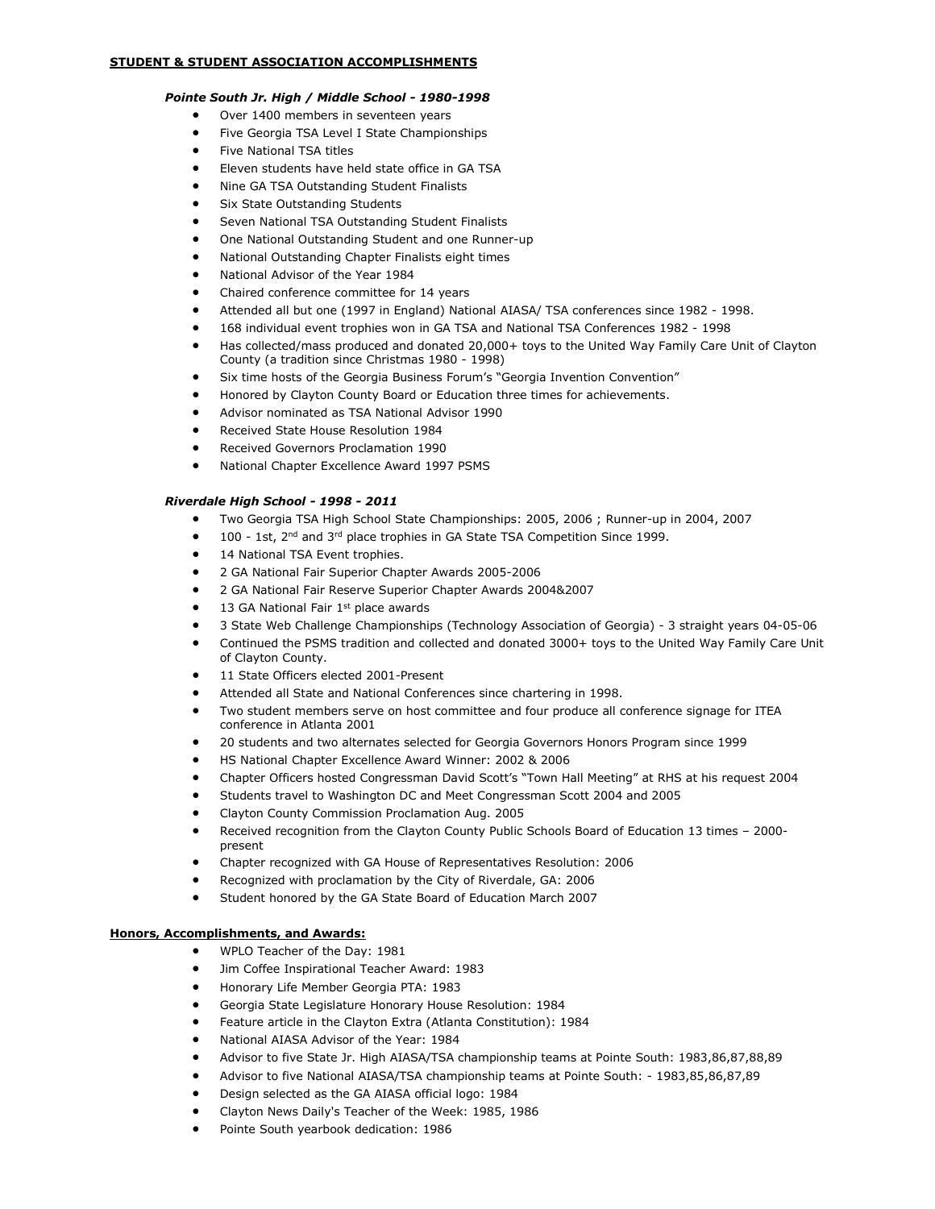**STUDENT & STUDENT ASSOCIATION ACCOMPLISHMENTS**

***Pointe South Jr. High / Middle School - 1980-1998***

- Over 1400 members in seventeen years
- Five Georgia TSA Level I State Championships
- Five National TSA titles
- Eleven students have held state office in GA TSA
- Nine GA TSA Outstanding Student Finalists
- Six State Outstanding Students
- Seven National TSA Outstanding Student Finalists
- One National Outstanding Student and one Runner-up
- National Outstanding Chapter Finalists eight times
- National Advisor of the Year 1984
- Chaired conference committee for 14 years
- Attended all but one (1997 in England) National AIASA/ TSA conferences since 1982 - 1998.
- 168 individual event trophies won in GA TSA and National TSA Conferences 1982 - 1998
- Has collected/mass produced and donated 20,000+ toys to the United Way Family Care Unit of Clayton County (a tradition since Christmas 1980 - 1998)
- Six time hosts of the Georgia Business Forum's "Georgia Invention Convention"
- Honored by Clayton County Board or Education three times for achievements.
- Advisor nominated as TSA National Advisor 1990
- Received State House Resolution 1984
- Received Governors Proclamation 1990
- National Chapter Excellence Award 1997 PSMS

***Riverdale High School - 1998 - 2011***

- Two Georgia TSA High School State Championships: 2005, 2006 ; Runner-up in 2004, 2007
- 100 - 1st, 2nd and 3rd place trophies in GA State TSA Competition Since 1999.
- 14 National TSA Event trophies.
- 2 GA National Fair Superior Chapter Awards 2005-2006
- 2 GA National Fair Reserve Superior Chapter Awards 2004&2007
- 13 GA National Fair 1st place awards
- 3 State Web Challenge Championships (Technology Association of Georgia) - 3 straight years 04-05-06
- Continued the PSMS tradition and collected and donated 3000+ toys to the United Way Family Care Unit of Clayton County.
- 11 State Officers elected 2001-Present
- Attended all State and National Conferences since chartering in 1998.
- Two student members serve on host committee and four produce all conference signage for ITEA conference in Atlanta 2001
- 20 students and two alternates selected for Georgia Governors Honors Program since 1999
- HS National Chapter Excellence Award Winner: 2002 & 2006
- Chapter Officers hosted Congressman David Scott's "Town Hall Meeting" at RHS at his request 2004
- Students travel to Washington DC and Meet Congressman Scott 2004 and 2005
- Clayton County Commission Proclamation Aug. 2005
- Received recognition from the Clayton County Public Schools Board of Education 13 times – 2000-present
- Chapter recognized with GA House of Representatives Resolution: 2006
- Recognized with proclamation by the City of Riverdale, GA: 2006
- Student honored by the GA State Board of Education March 2007

**Honors, Accomplishments, and Awards:**

- WPLO Teacher of the Day: 1981
- Jim Coffee Inspirational Teacher Award: 1983
- Honorary Life Member Georgia PTA: 1983
- Georgia State Legislature Honorary House Resolution: 1984
- Feature article in the Clayton Extra (Atlanta Constitution): 1984
- National AIASA Advisor of the Year: 1984
- Advisor to five State Jr. High AIASA/TSA championship teams at Pointe South: 1983,86,87,88,89
- Advisor to five National AIASA/TSA championship teams at Pointe South: - 1983,85,86,87,89
- Design selected as the GA AIASA official logo: 1984
- Clayton News Daily's Teacher of the Week: 1985, 1986
- Pointe South yearbook dedication: 1986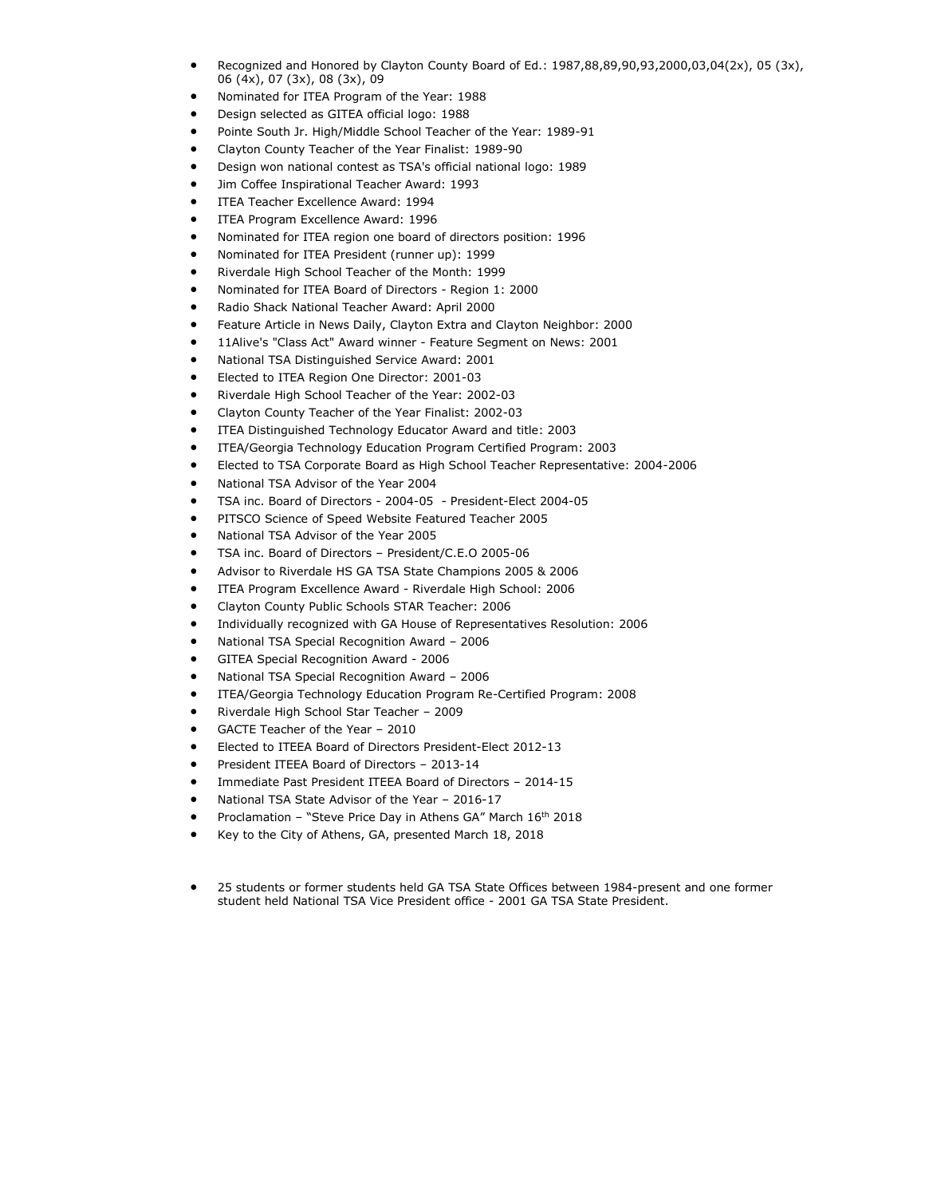- Recognized and Honored by Clayton County Board of Ed.: 1987,88,89,90,93,2000,03,04(2x), 05 (3x), 06 (4x), 07 (3x), 08 (3x), 09
- Nominated for ITEA Program of the Year: 1988
- Design selected as GITEA official logo: 1988
- Pointe South Jr. High/Middle School Teacher of the Year: 1989-91
- Clayton County Teacher of the Year Finalist: 1989-90
- Design won national contest as TSA's official national logo: 1989
- Jim Coffee Inspirational Teacher Award: 1993
- ITEA Teacher Excellence Award: 1994
- ITEA Program Excellence Award: 1996
- Nominated for ITEA region one board of directors position: 1996
- Nominated for ITEA President (runner up): 1999
- Riverdale High School Teacher of the Month: 1999
- Nominated for ITEA Board of Directors - Region 1: 2000
- Radio Shack National Teacher Award: April 2000
- Feature Article in News Daily, Clayton Extra and Clayton Neighbor: 2000
- 11Alive's "Class Act" Award winner - Feature Segment on News: 2001
- National TSA Distinguished Service Award: 2001
- Elected to ITEA Region One Director: 2001-03
- Riverdale High School Teacher of the Year: 2002-03
- Clayton County Teacher of the Year Finalist: 2002-03
- ITEA Distinguished Technology Educator Award and title: 2003
- ITEA/Georgia Technology Education Program Certified Program: 2003
- Elected to TSA Corporate Board as High School Teacher Representative: 2004-2006
- National TSA Advisor of the Year 2004
- TSA inc. Board of Directors - 2004-05 - President-Elect 2004-05
- PITSCO Science of Speed Website Featured Teacher 2005
- National TSA Advisor of the Year 2005
- TSA inc. Board of Directors – President/C.E.O 2005-06
- Advisor to Riverdale HS GA TSA State Champions 2005 & 2006
- ITEA Program Excellence Award - Riverdale High School: 2006
- Clayton County Public Schools STAR Teacher: 2006
- Individually recognized with GA House of Representatives Resolution: 2006
- National TSA Special Recognition Award – 2006
- GITEA Special Recognition Award - 2006
- National TSA Special Recognition Award – 2006
- ITEA/Georgia Technology Education Program Re-Certified Program: 2008
- Riverdale High School Star Teacher – 2009
- GACTE Teacher of the Year – 2010
- Elected to ITEEA Board of Directors President-Elect 2012-13
- President ITEEA Board of Directors – 2013-14
- Immediate Past President ITEEA Board of Directors – 2014-15
- National TSA State Advisor of the Year – 2016-17
- Proclamation – "Steve Price Day in Athens GA" March 16th 2018
- Key to the City of Athens, GA, presented March 18, 2018

- 25 students or former students held GA TSA State Offices between 1984-present and one former student held National TSA Vice President office - 2001 GA TSA State President.